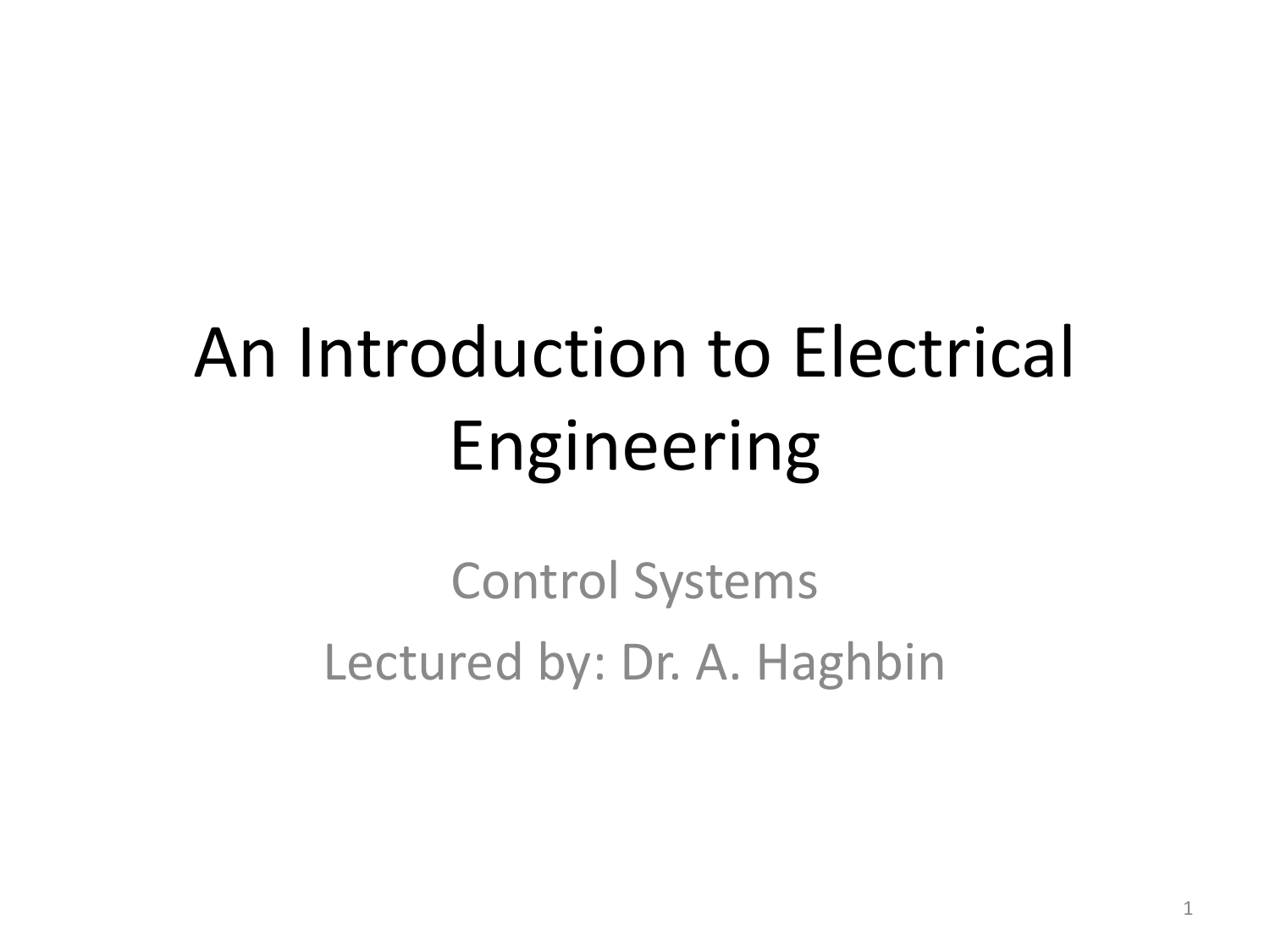# An Introduction to Electrical Engineering

Control Systems

Lectured by: Dr. A. Haghbin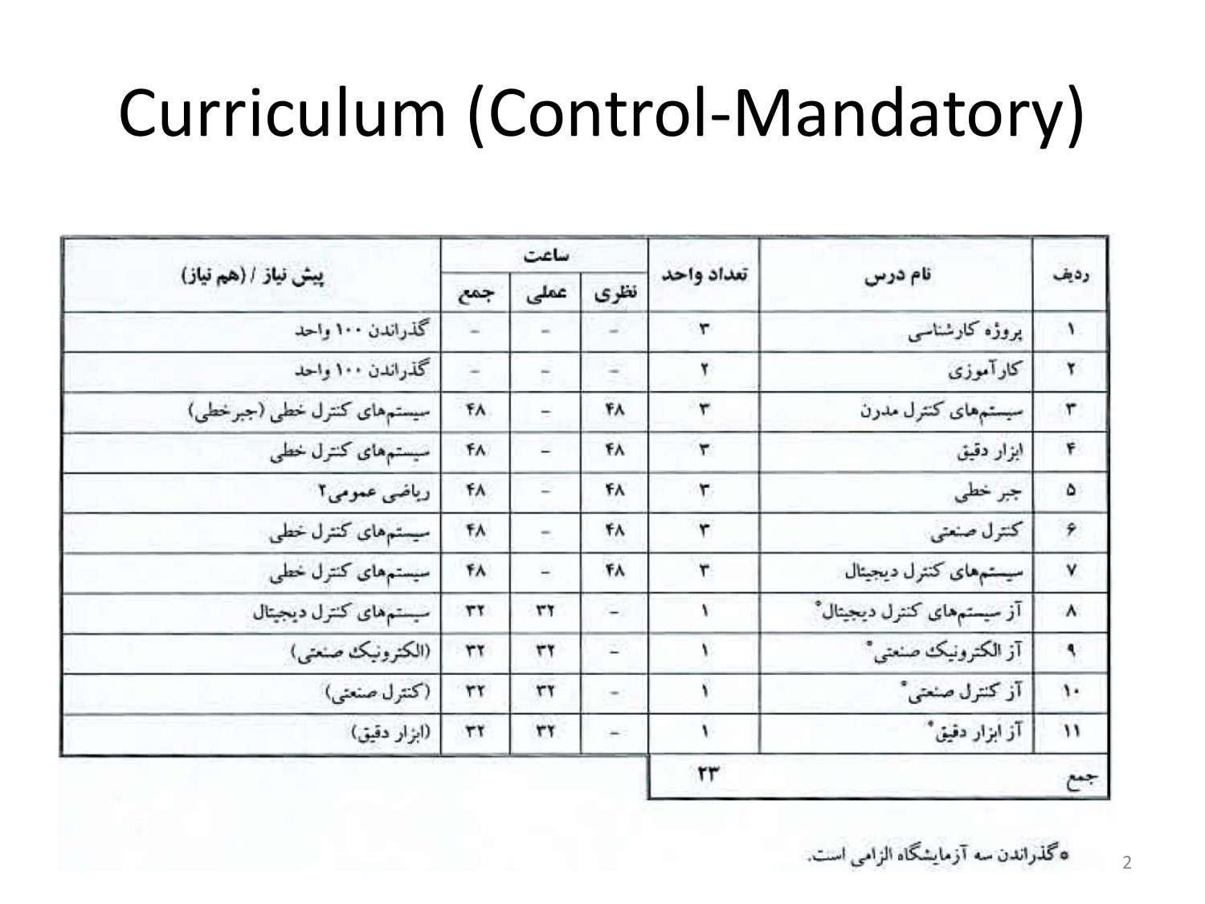# Curriculum (Control-Mandatory)

| ردیف | نام درس | تعداد واحد | ساعت | | | پیش نیاز / (هم نیاز) |
|---|---|---|---|---|---|---|
| | | | نظری | عملی | جمع | |
| ۱ | پروژه کارشناسی | ۳ | - | - | - | گذراندن ۱۰۰ واحد |
| ۲ | کارآموزی | ۲ | - | - | - | گذراندن ۱۰۰ واحد |
| ۳ | سیستم‌های کنترل مدرن | ۳ | ۴۸ | - | ۴۸ | سیستم‌های کنترل خطی (جبرخطی) |
| ۴ | ابزار دقیق | ۳ | ۴۸ | - | ۴۸ | سیستم‌های کنترل خطی |
| ۵ | جبر خطی | ۳ | ۴۸ | - | ۴۸ | ریاضی عمومی۲ |
| ۶ | کنترل صنعتی | ۳ | ۴۸ | - | ۴۸ | سیستم‌های کنترل خطی |
| ۷ | سیستم‌های کنترل دیجیتال | ۳ | ۴۸ | - | ۴۸ | سیستم‌های کنترل خطی |
| ۸ | آز سیستم‌های کنترل دیجیتال* | ۱ | - | ۳۲ | ۳۲ | سیستم‌های کنترل دیجیتال |
| ۹ | آز الکترونیک صنعتی* | ۱ | - | ۳۲ | ۳۲ | (الکترونیک صنعتی) |
| ۱۰ | آز کنترل صنعتی* | ۱ | - | ۳۲ | ۳۲ | (کنترل صنعتی) |
| ۱۱ | آز ابزار دقیق* | ۱ | - | ۳۲ | ۳۲ | (ابزار دقیق) |
| جمع | | ۲۳ | | | | |

* گذراندن سه آزمایشگاه الزامی است.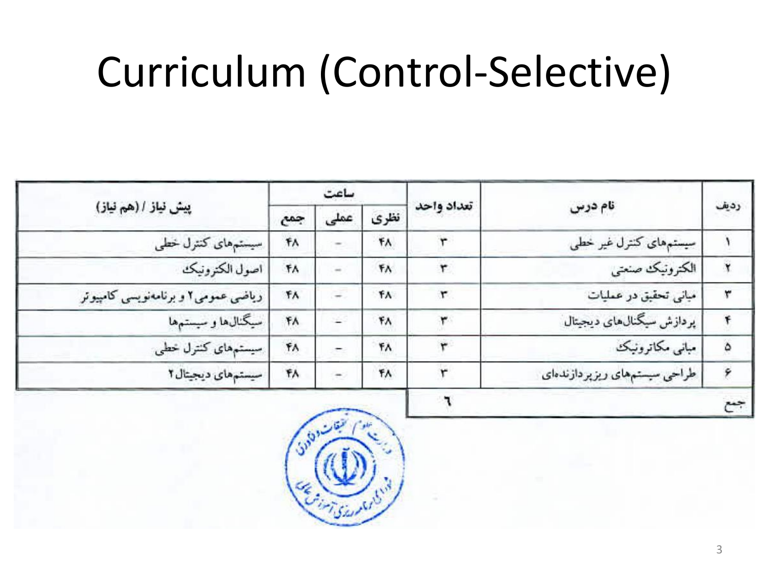# Curriculum (Control-Selective)

| ردیف | نام درس | تعداد واحد | ساعت | | | پیش نیاز / (هم نیاز) |
|---|---|---|---|---|---|---|
| | | | نظری | عملی | جمع | |
| ۱ | سیستم‌های کنترل غیر خطی | ۳ | ۴۸ | - | ۴۸ | سیستم‌های کنترل خطی |
| ۲ | الکترونیک صنعتی | ۳ | ۴۸ | - | ۴۸ | اصول الکترونیک |
| ۳ | مبانی تحقیق در عملیات | ۳ | ۴۸ | - | ۴۸ | ریاضی عمومی۲ و برنامه‌نویسی کامپیوتر |
| ۴ | پردازش سیگنال‌های دیجیتال | ۳ | ۴۸ | - | ۴۸ | سیگنال‌ها و سیستم‌ها |
| ۵ | مبانی مکاترونیک | ۳ | ۴۸ | - | ۴۸ | سیستم‌های کنترل خطی |
| ۶ | طراحی سیستم‌های ریزپردازنده‌ای | ۳ | ۴۸ | - | ۴۸ | سیستم‌های دیجیتال۲ |
| جمع | | ٦ | | | | |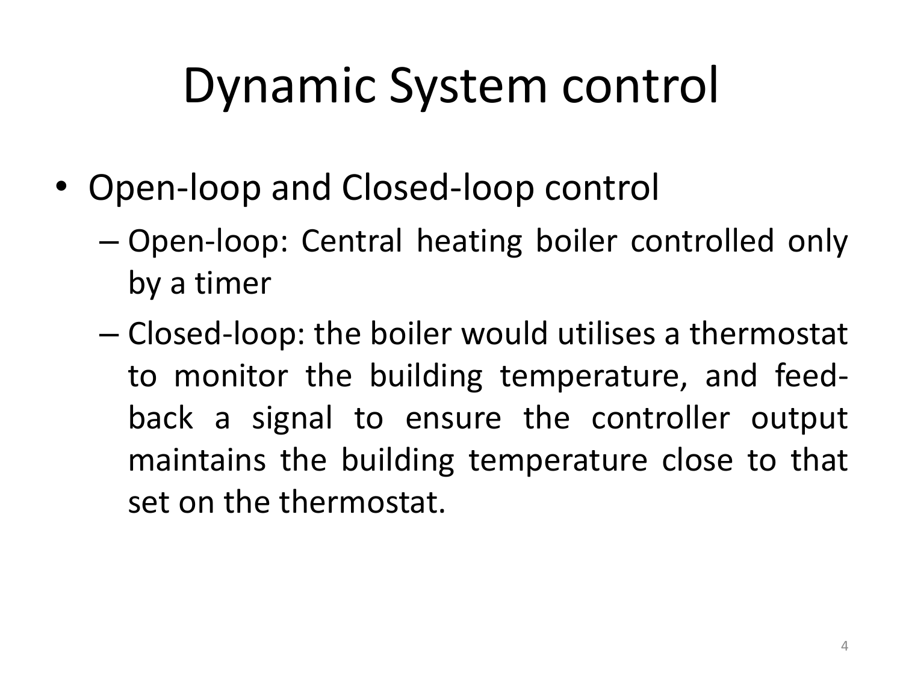# Dynamic System control

- Open-loop and Closed-loop control
  - Open-loop: Central heating boiler controlled only by a timer
  - Closed-loop: the boiler would utilises a thermostat to monitor the building temperature, and feed-back a signal to ensure the controller output maintains the building temperature close to that set on the thermostat.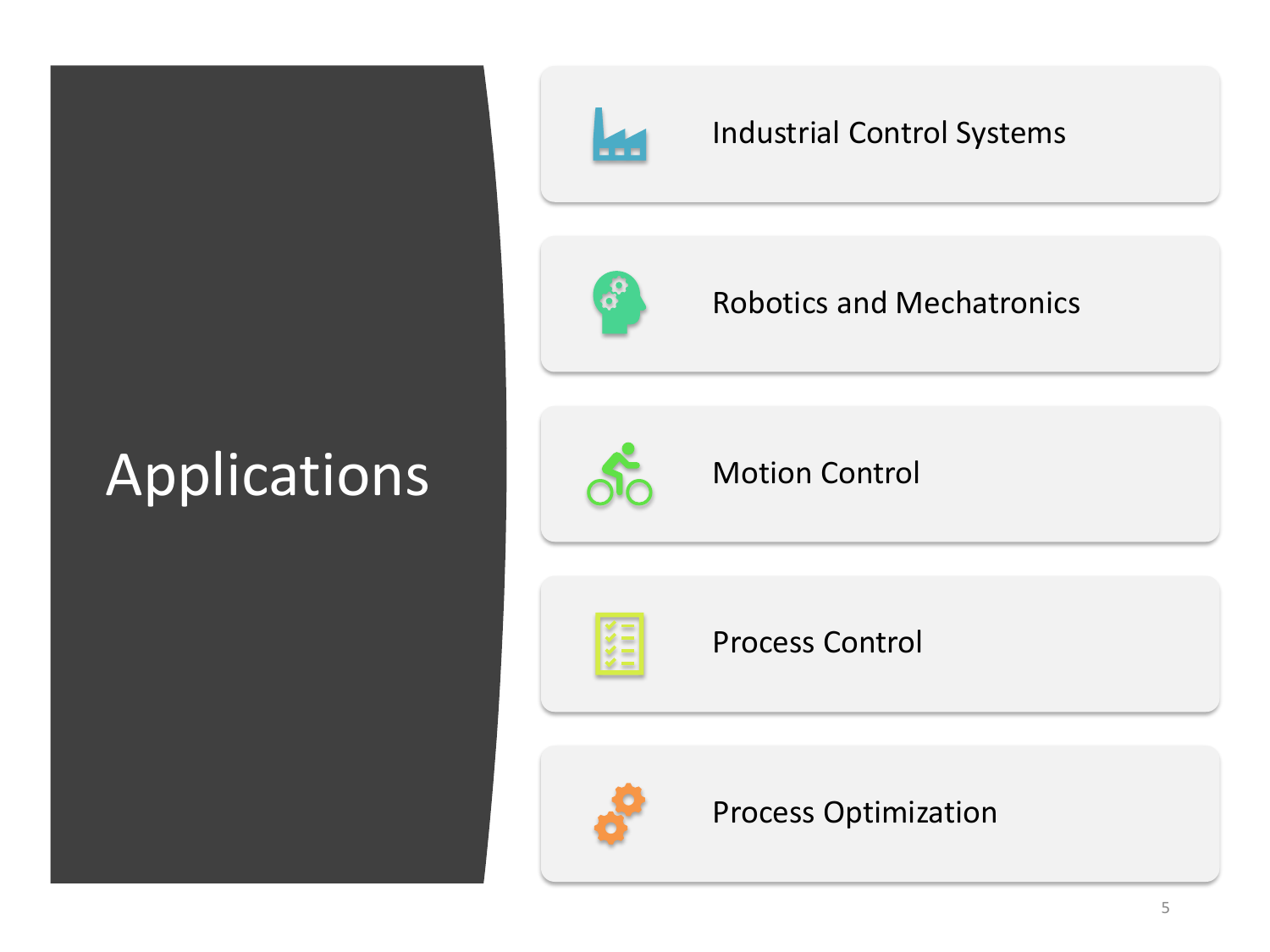# Applications

- Industrial Control Systems
- Robotics and Mechatronics
- Motion Control
- Process Control
- Process Optimization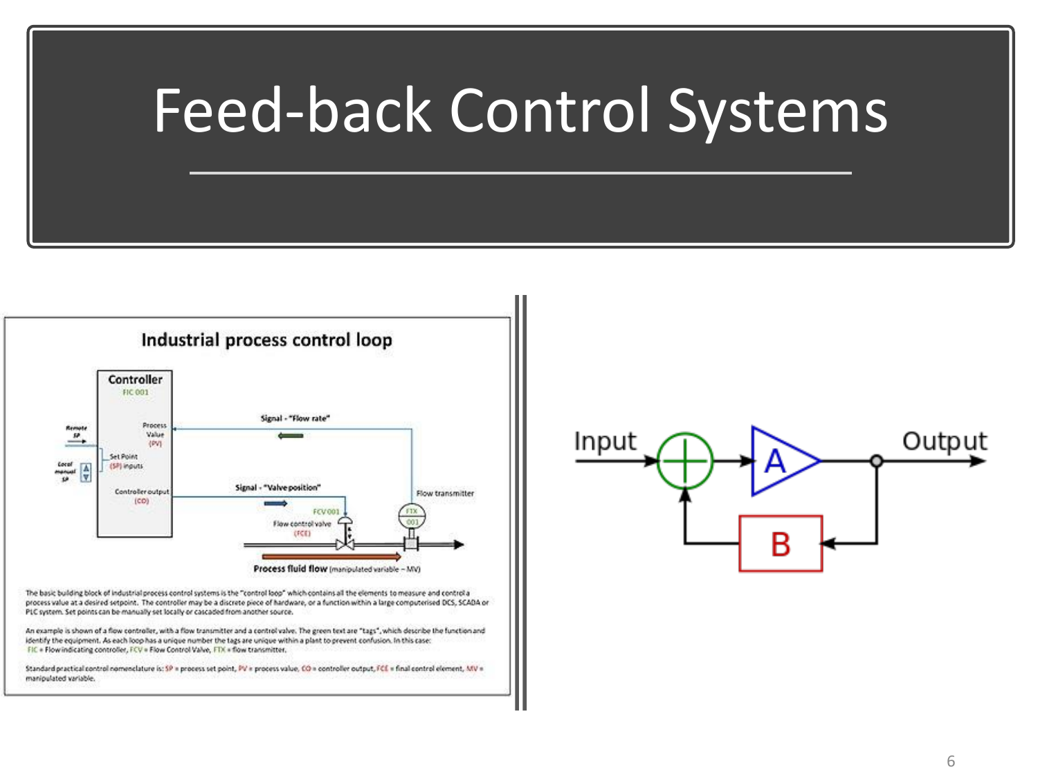# Feed-back Control Systems

## Industrial process control loop

The basic building block of industrial process control systems is the "control loop" which contains all the elements to measure and control a process value at a desired setpoint. The controller may be a discrete piece of hardware, or a function within a large computerised DCS, SCADA or PLC system. Set points can be manually set locally or cascaded from another source.

An example is shown of a flow controller, with a flow transmitter and a control valve. The green text are "tags", which describe the function and identify the equipment. As each loop has a unique number the tags are unique within a plant to prevent confusion. In this case: FIC = Flow indicating controller, FCV = Flow Control Valve, FTX = flow transmitter.

Standard practical control nomenclature is: SP = process set point, PV = process value, CO = controller output, FCE = final control element, MV = manipulated variable.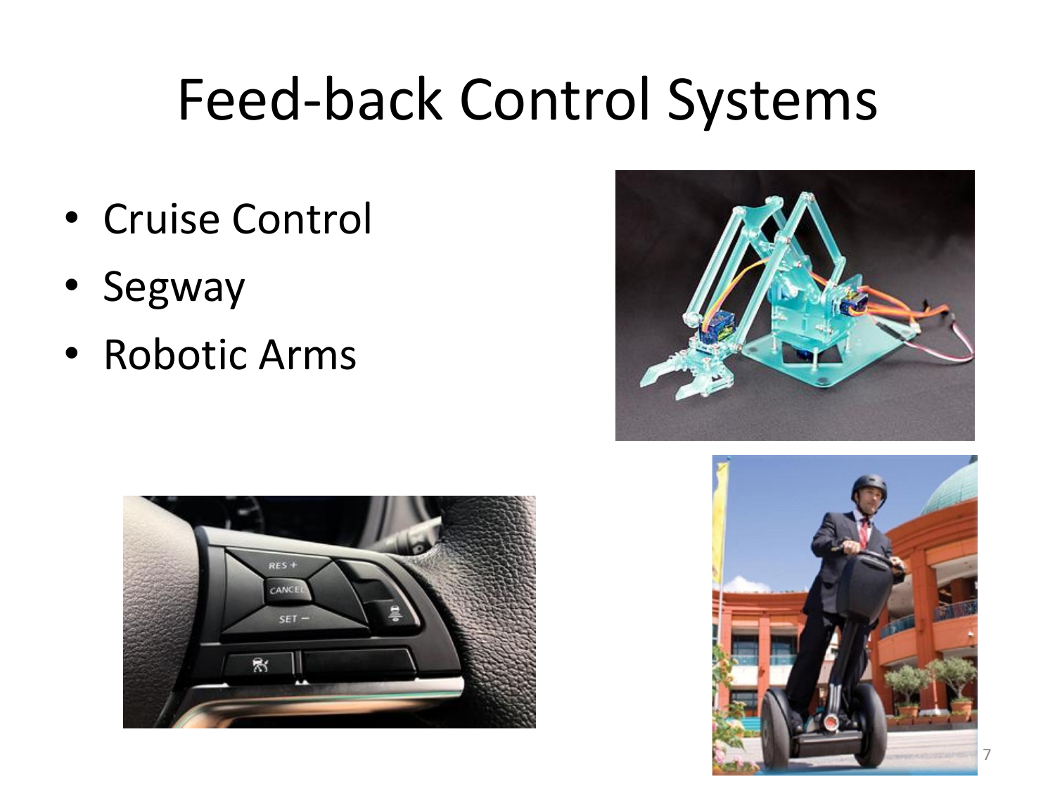# Feed-back Control Systems

- Cruise Control
- Segway
- Robotic Arms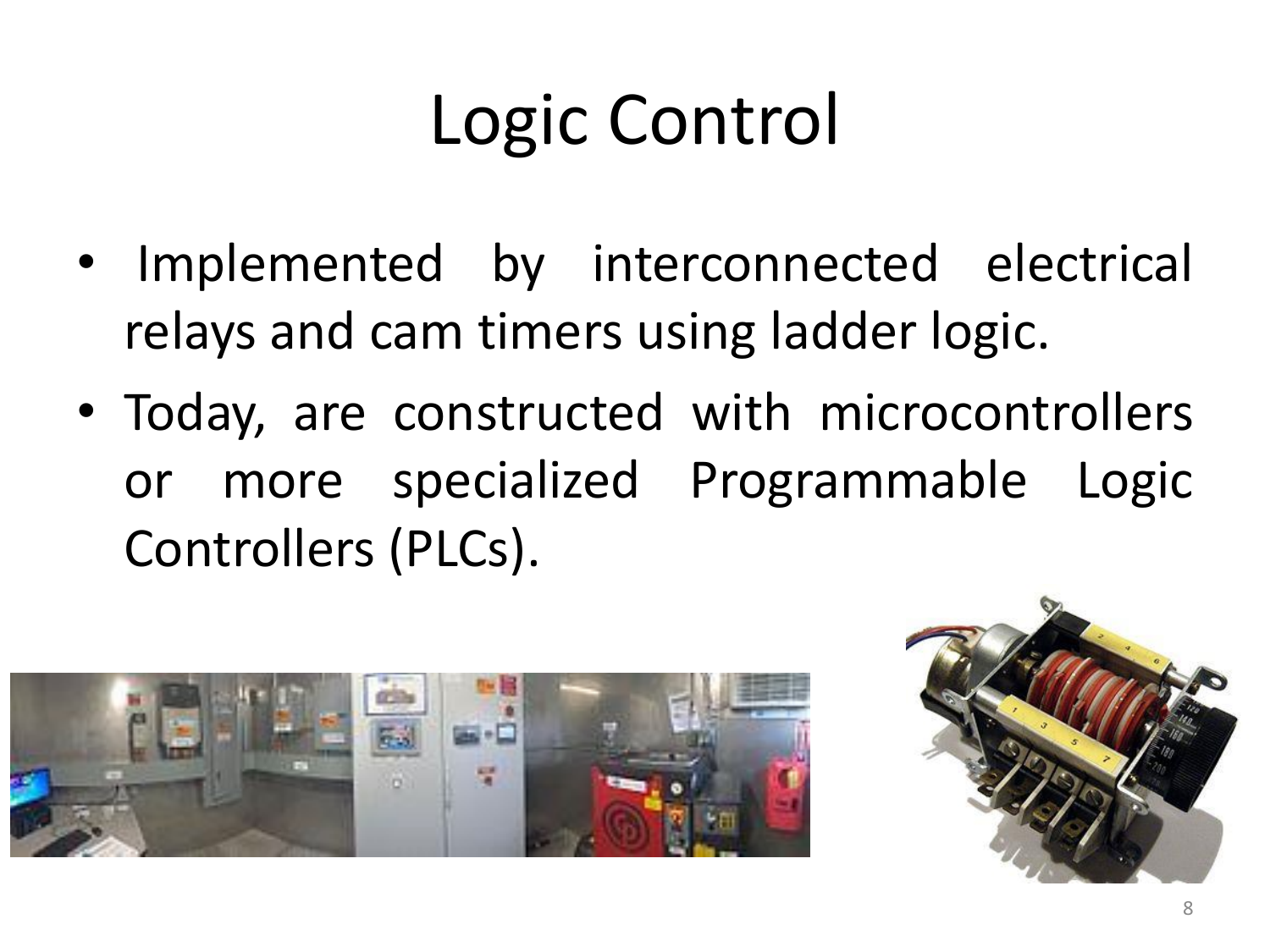# Logic Control

- Implemented by interconnected electrical relays and cam timers using ladder logic.
- Today, are constructed with microcontrollers or more specialized Programmable Logic Controllers (PLCs).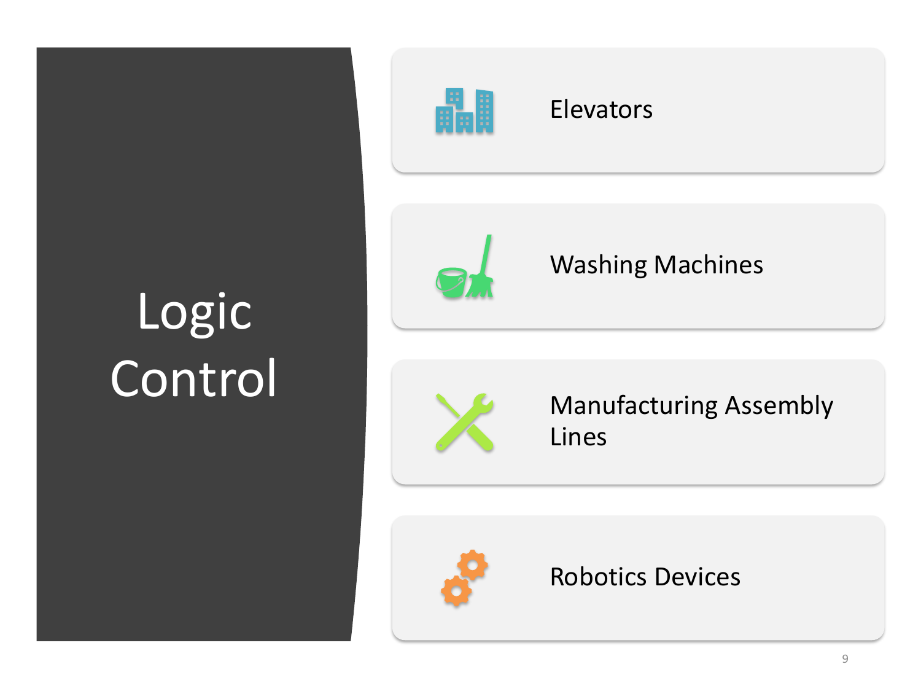# Logic Control

- Elevators
- Washing Machines
- Manufacturing Assembly Lines
- Robotics Devices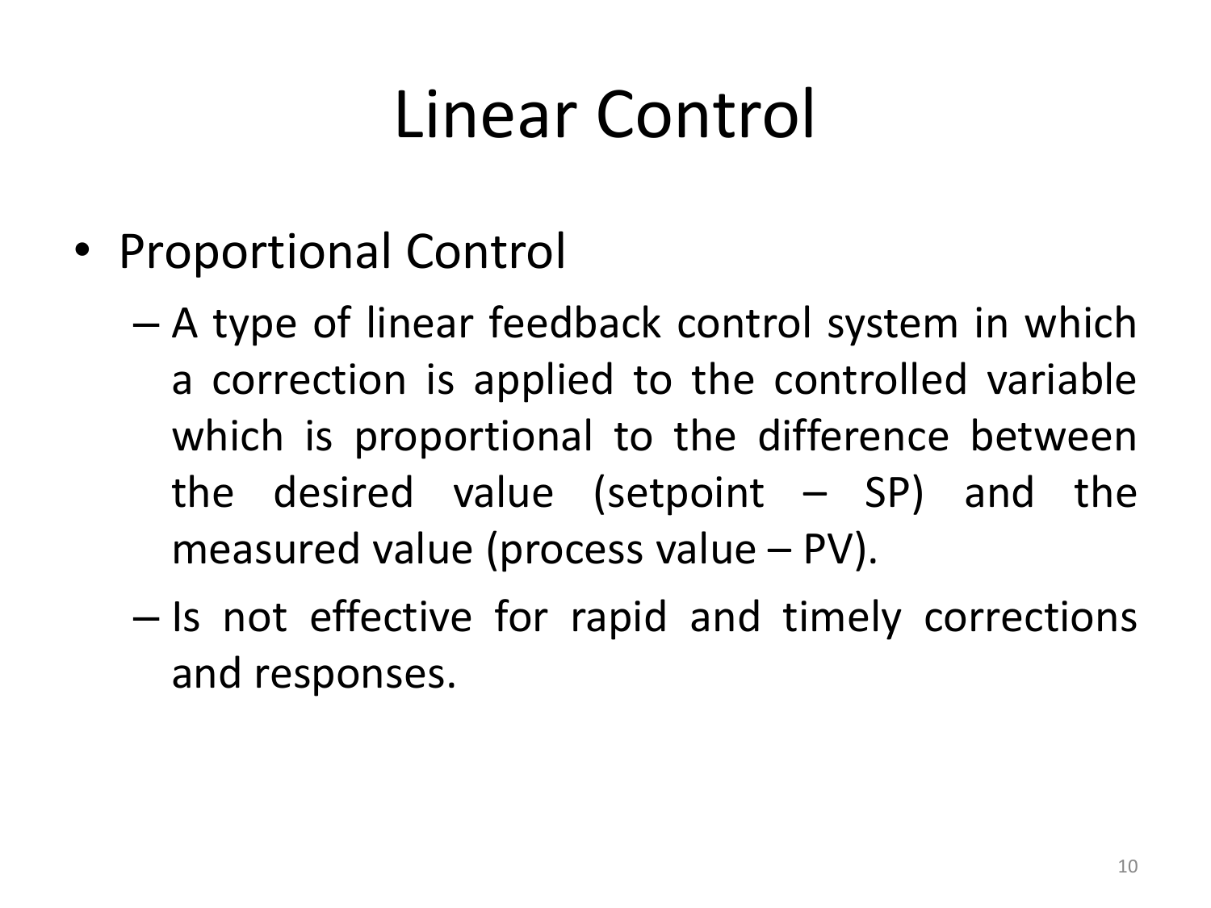# Linear Control

- Proportional Control
  - A type of linear feedback control system in which a correction is applied to the controlled variable which is proportional to the difference between the desired value (setpoint – SP) and the measured value (process value – PV).
  - Is not effective for rapid and timely corrections and responses.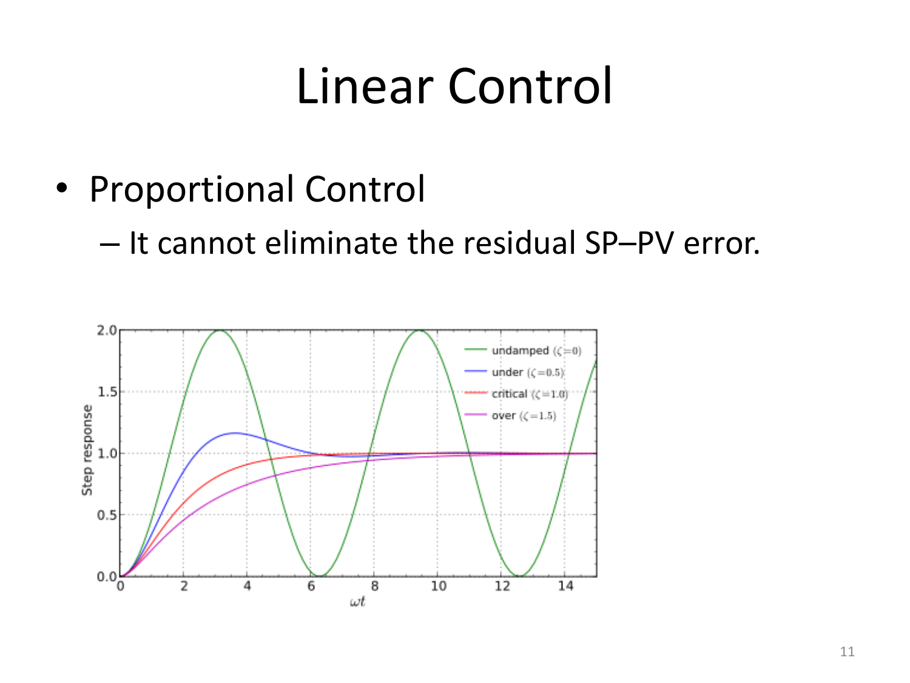# Linear Control

- Proportional Control
  - It cannot eliminate the residual SP–PV error.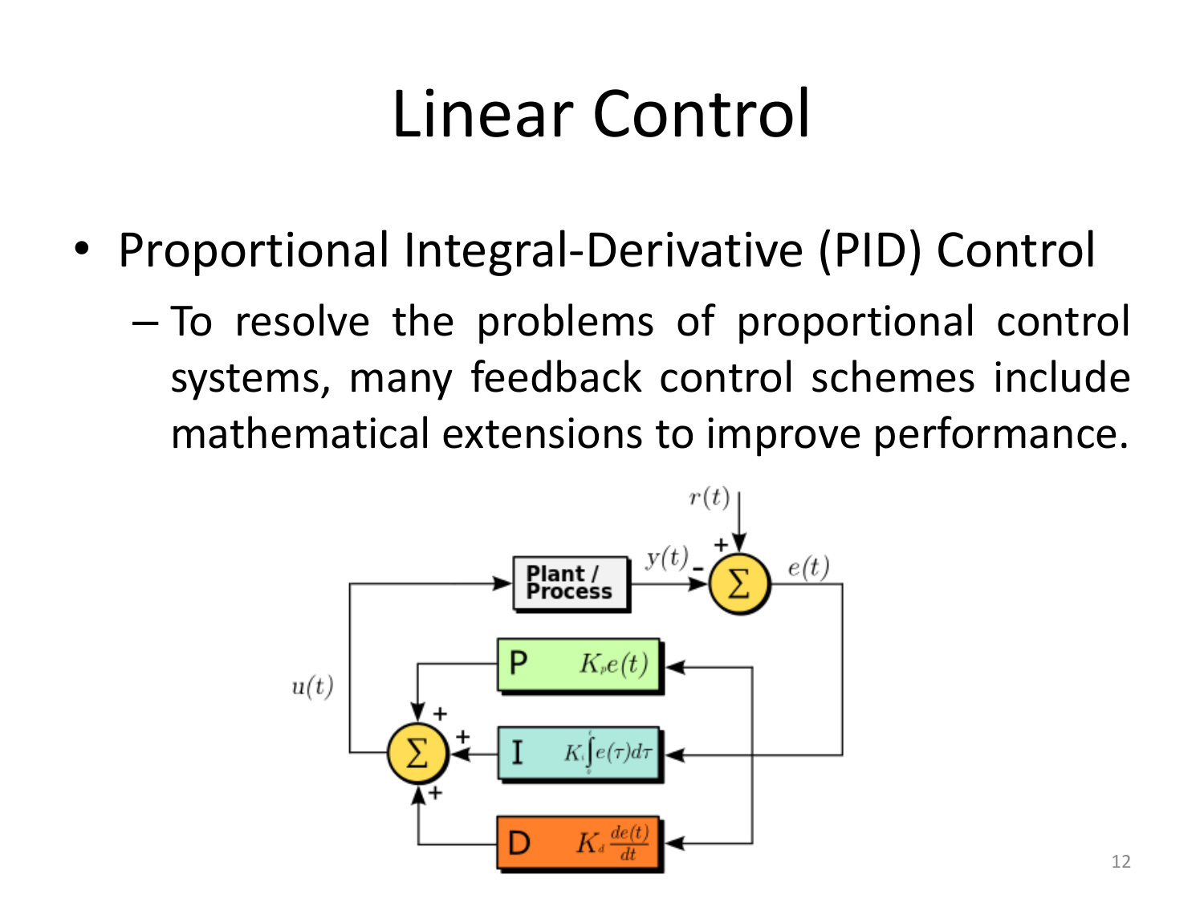# Linear Control

- Proportional Integral-Derivative (PID) Control
  - To resolve the problems of proportional control systems, many feedback control schemes include mathematical extensions to improve performance.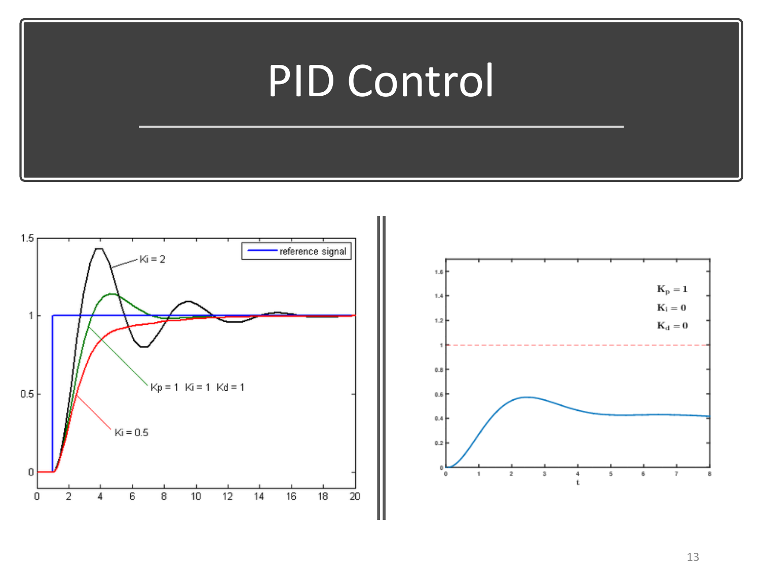# PID Control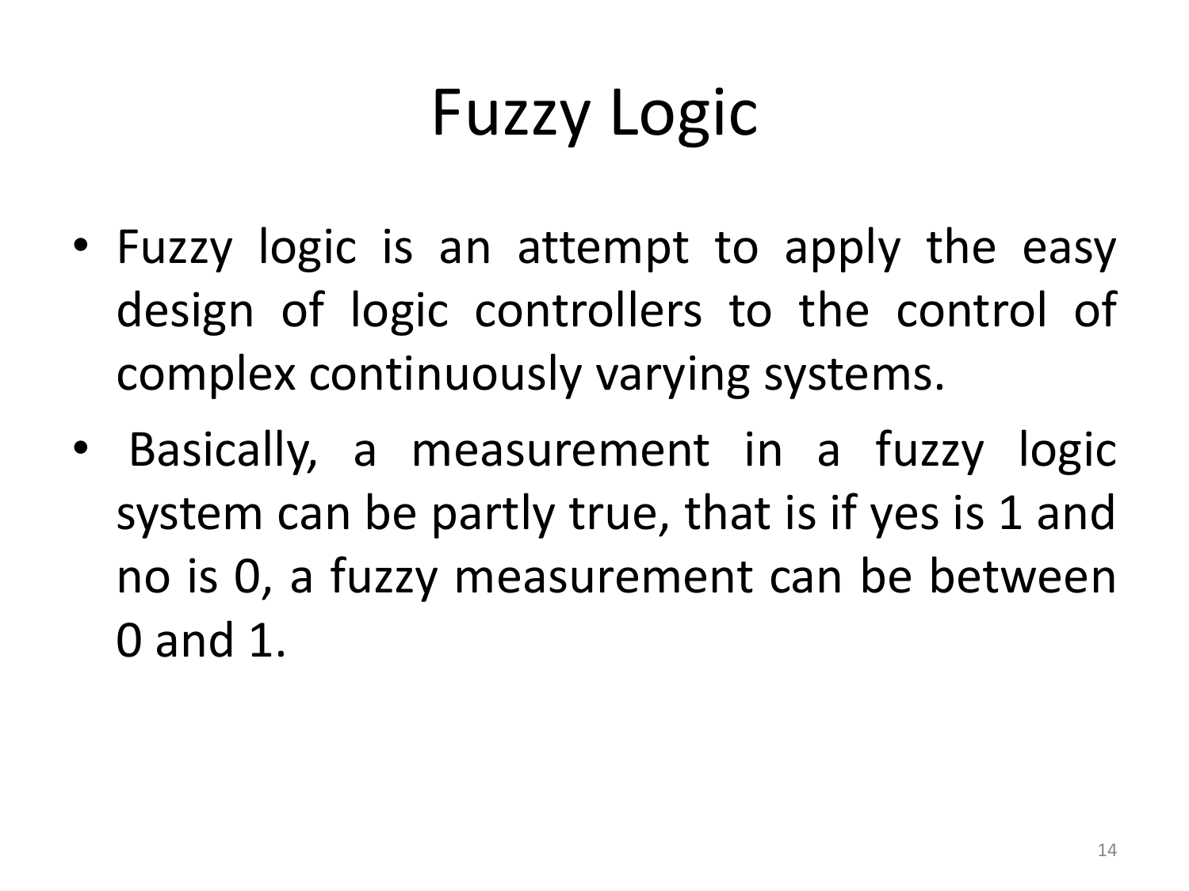# Fuzzy Logic

- Fuzzy logic is an attempt to apply the easy design of logic controllers to the control of complex continuously varying systems.
- Basically, a measurement in a fuzzy logic system can be partly true, that is if yes is 1 and no is 0, a fuzzy measurement can be between 0 and 1.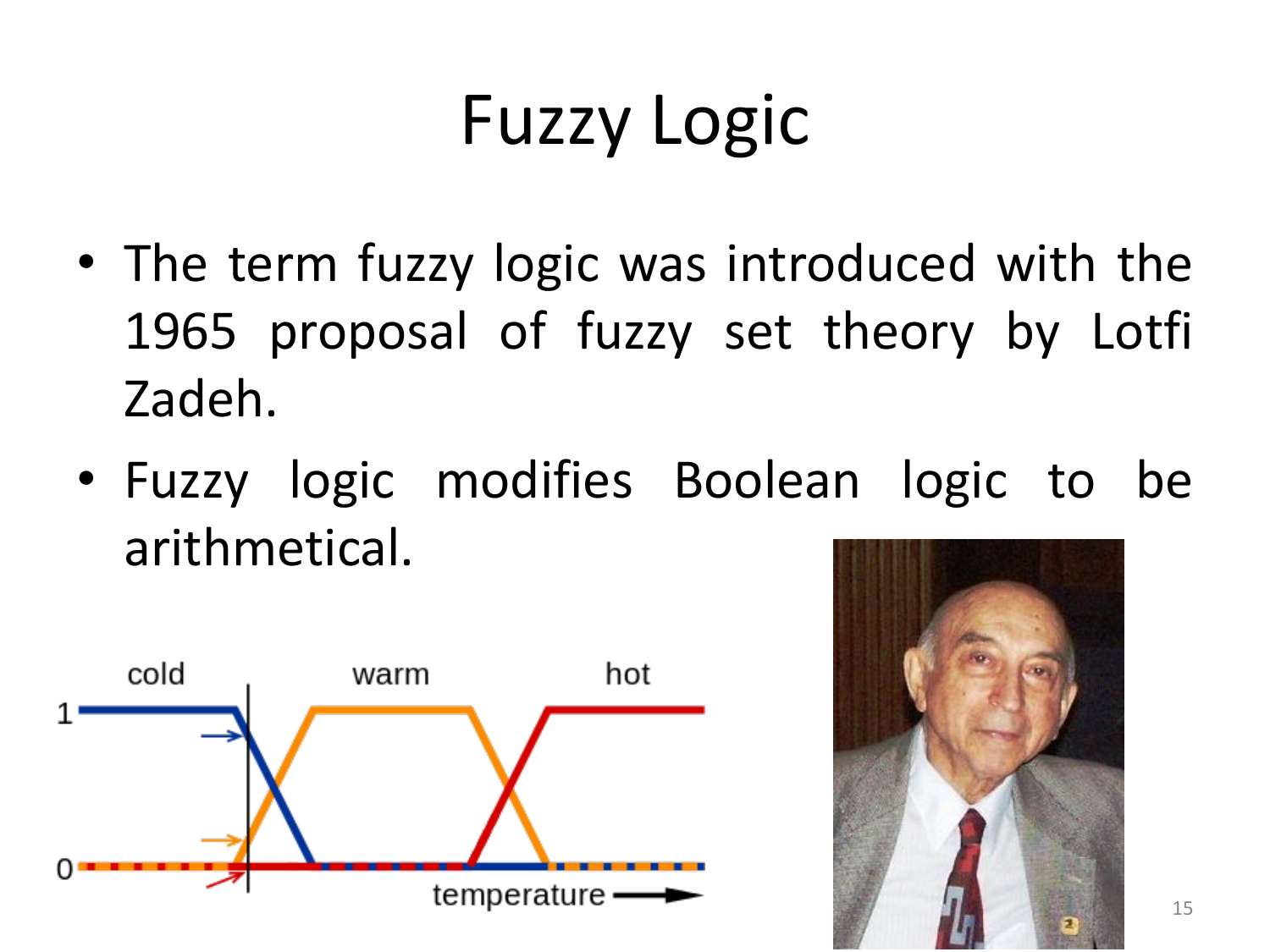# Fuzzy Logic

- The term fuzzy logic was introduced with the 1965 proposal of fuzzy set theory by Lotfi Zadeh.
- Fuzzy logic modifies Boolean logic to be arithmetical.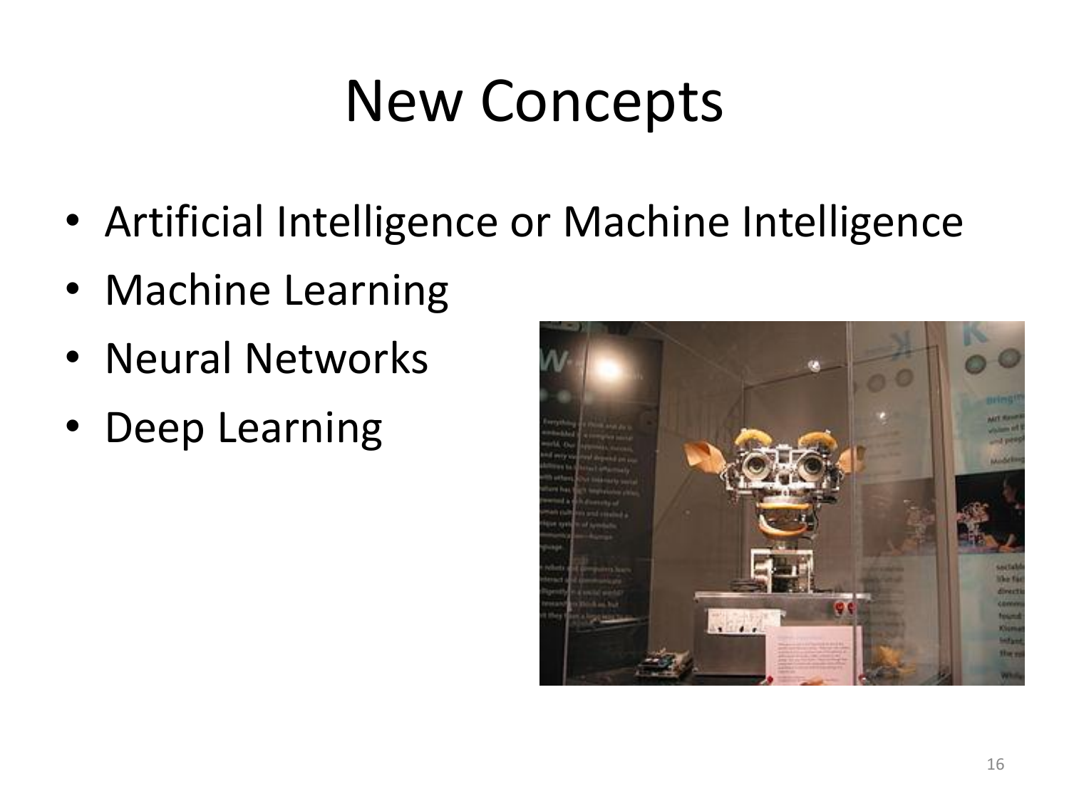# New Concepts

- Artificial Intelligence or Machine Intelligence
- Machine Learning
- Neural Networks
- Deep Learning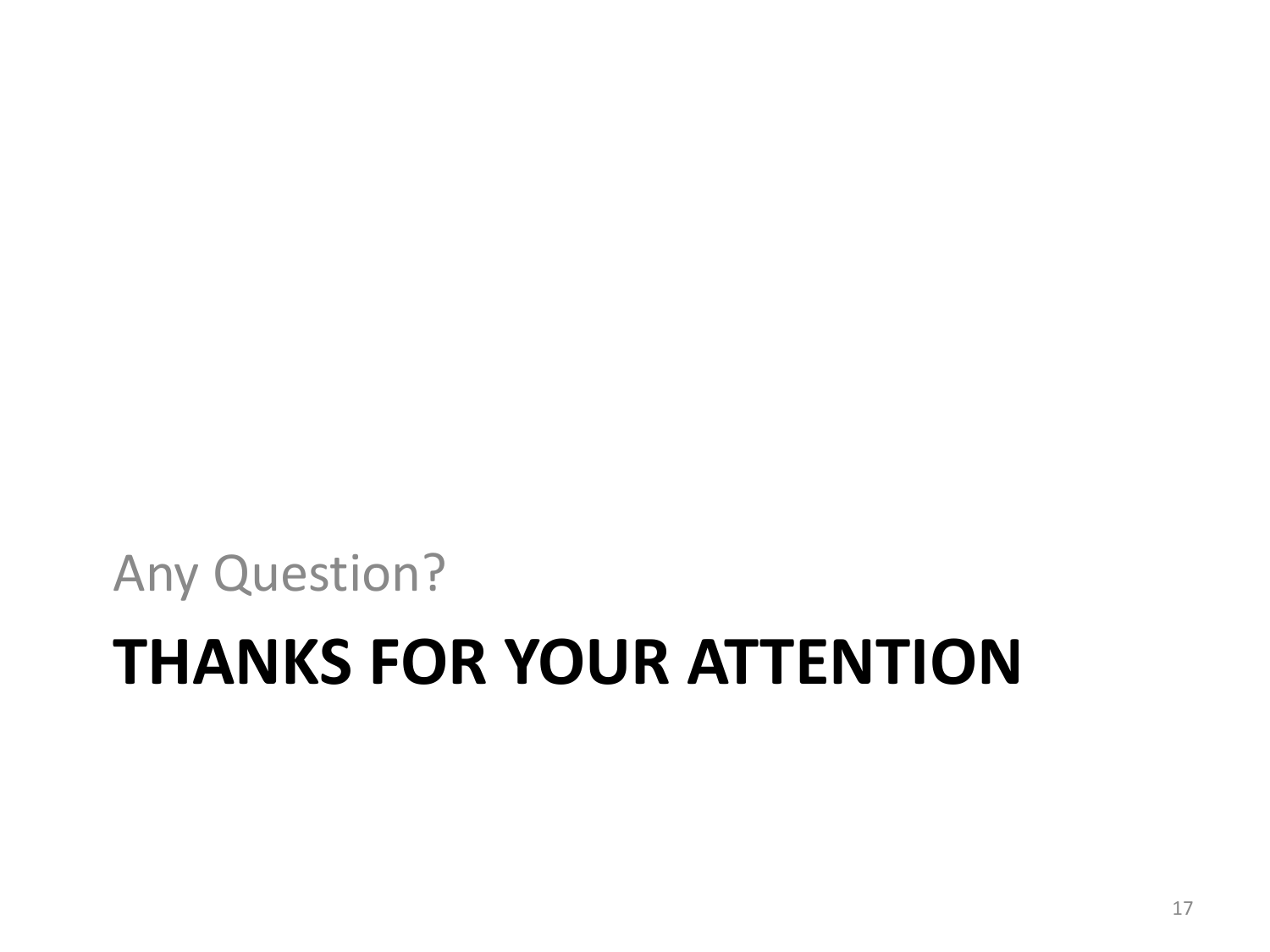Any Question?

# THANKS FOR YOUR ATTENTION